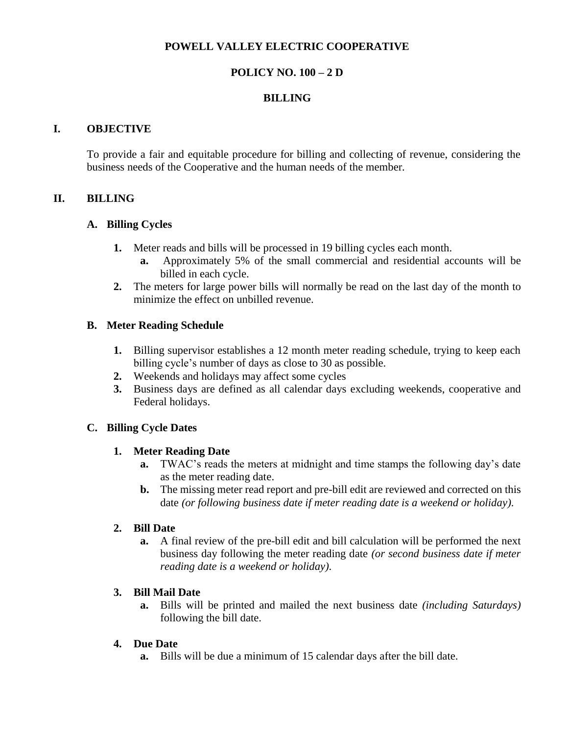# POWELL VALLEY ELECTRIC COOPERATIVE

## POLICY NO. 100 – 2 D

## BILLING

### I. OBJECTIVE

To provide a fair and equitable procedure for billing and collecting of revenue, considering the business needs of the Cooperative and the human needs of the member.

### II. BILLING

#### A. Billing Cycles

1. Meter reads and bills will be processed in 19 billing cycles each month.
   a. Approximately 5% of the small commercial and residential accounts will be billed in each cycle.
2. The meters for large power bills will normally be read on the last day of the month to minimize the effect on unbilled revenue.

#### B. Meter Reading Schedule

1. Billing supervisor establishes a 12 month meter reading schedule, trying to keep each billing cycle's number of days as close to 30 as possible.
2. Weekends and holidays may affect some cycles
3. Business days are defined as all calendar days excluding weekends, cooperative and Federal holidays.

#### C. Billing Cycle Dates

**1. Meter Reading Date**

a. TWAC's reads the meters at midnight and time stamps the following day's date as the meter reading date.

b. The missing meter read report and pre-bill edit are reviewed and corrected on this date *(or following business date if meter reading date is a weekend or holiday)*.

**2. Bill Date**

a. A final review of the pre-bill edit and bill calculation will be performed the next business day following the meter reading date *(or second business date if meter reading date is a weekend or holiday)*.

**3. Bill Mail Date**

a. Bills will be printed and mailed the next business date *(including Saturdays)* following the bill date.

**4. Due Date**

a. Bills will be due a minimum of 15 calendar days after the bill date.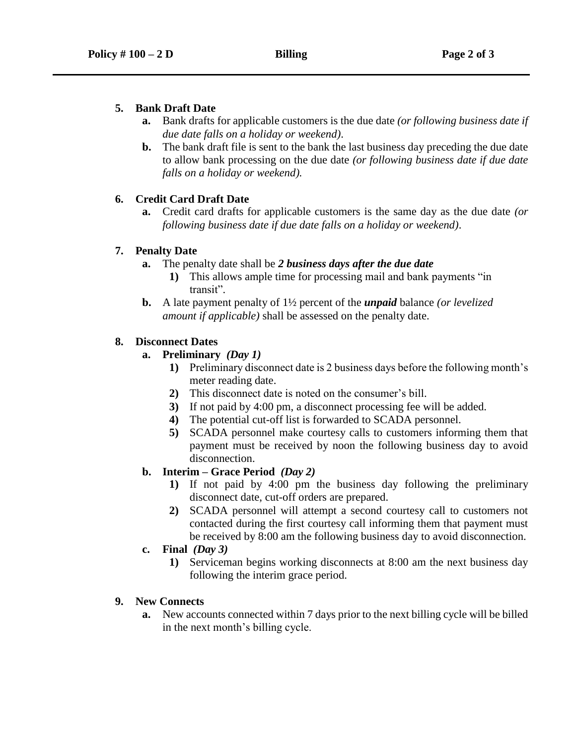5. **Bank Draft Date**
   a. Bank drafts for applicable customers is the due date *(or following business date if due date falls on a holiday or weekend)*.
   b. The bank draft file is sent to the bank the last business day preceding the due date to allow bank processing on the due date *(or following business date if due date falls on a holiday or weekend).*

6. **Credit Card Draft Date**
   a. Credit card drafts for applicable customers is the same day as the due date *(or following business date if due date falls on a holiday or weekend)*.

7. **Penalty Date**
   a. The penalty date shall be ***2 business days after the due date***
      1) This allows ample time for processing mail and bank payments "in transit".
   b. A late payment penalty of 1½ percent of the ***unpaid*** balance *(or levelized amount if applicable)* shall be assessed on the penalty date.

8. **Disconnect Dates**
   a. **Preliminary** ***(Day 1)***
      1) Preliminary disconnect date is 2 business days before the following month's meter reading date.
      2) This disconnect date is noted on the consumer's bill.
      3) If not paid by 4:00 pm, a disconnect processing fee will be added.
      4) The potential cut-off list is forwarded to SCADA personnel.
      5) SCADA personnel make courtesy calls to customers informing them that payment must be received by noon the following business day to avoid disconnection.
   b. **Interim – Grace Period** ***(Day 2)***
      1) If not paid by 4:00 pm the business day following the preliminary disconnect date, cut-off orders are prepared.
      2) SCADA personnel will attempt a second courtesy call to customers not contacted during the first courtesy call informing them that payment must be received by 8:00 am the following business day to avoid disconnection.
   c. **Final** ***(Day 3)***
      1) Serviceman begins working disconnects at 8:00 am the next business day following the interim grace period.

9. **New Connects**
   a. New accounts connected within 7 days prior to the next billing cycle will be billed in the next month's billing cycle.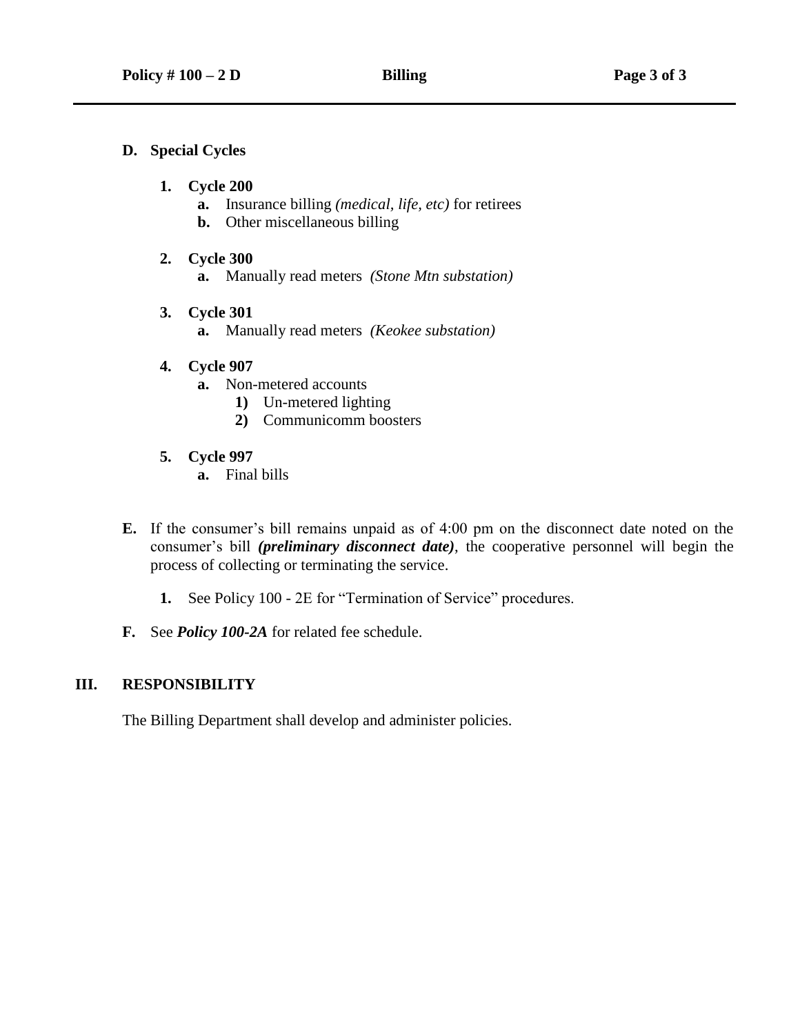**D. Special Cycles**

1. **Cycle 200**
    - **a.** Insurance billing *(medical, life, etc)* for retirees
    - **b.** Other miscellaneous billing

2. **Cycle 300**
    - **a.** Manually read meters *(Stone Mtn substation)*

3. **Cycle 301**
    - **a.** Manually read meters *(Keokee substation)*

4. **Cycle 907**
    - **a.** Non-metered accounts
        - **1)** Un-metered lighting
        - **2)** Communicomm boosters

5. **Cycle 997**
    - **a.** Final bills

**E.** If the consumer's bill remains unpaid as of 4:00 pm on the disconnect date noted on the consumer's bill ***(preliminary disconnect date)***, the cooperative personnel will begin the process of collecting or terminating the service.

1. See Policy 100 - 2E for "Termination of Service" procedures.

**F.** See ***Policy 100-2A*** for related fee schedule.

## III. RESPONSIBILITY

The Billing Department shall develop and administer policies.